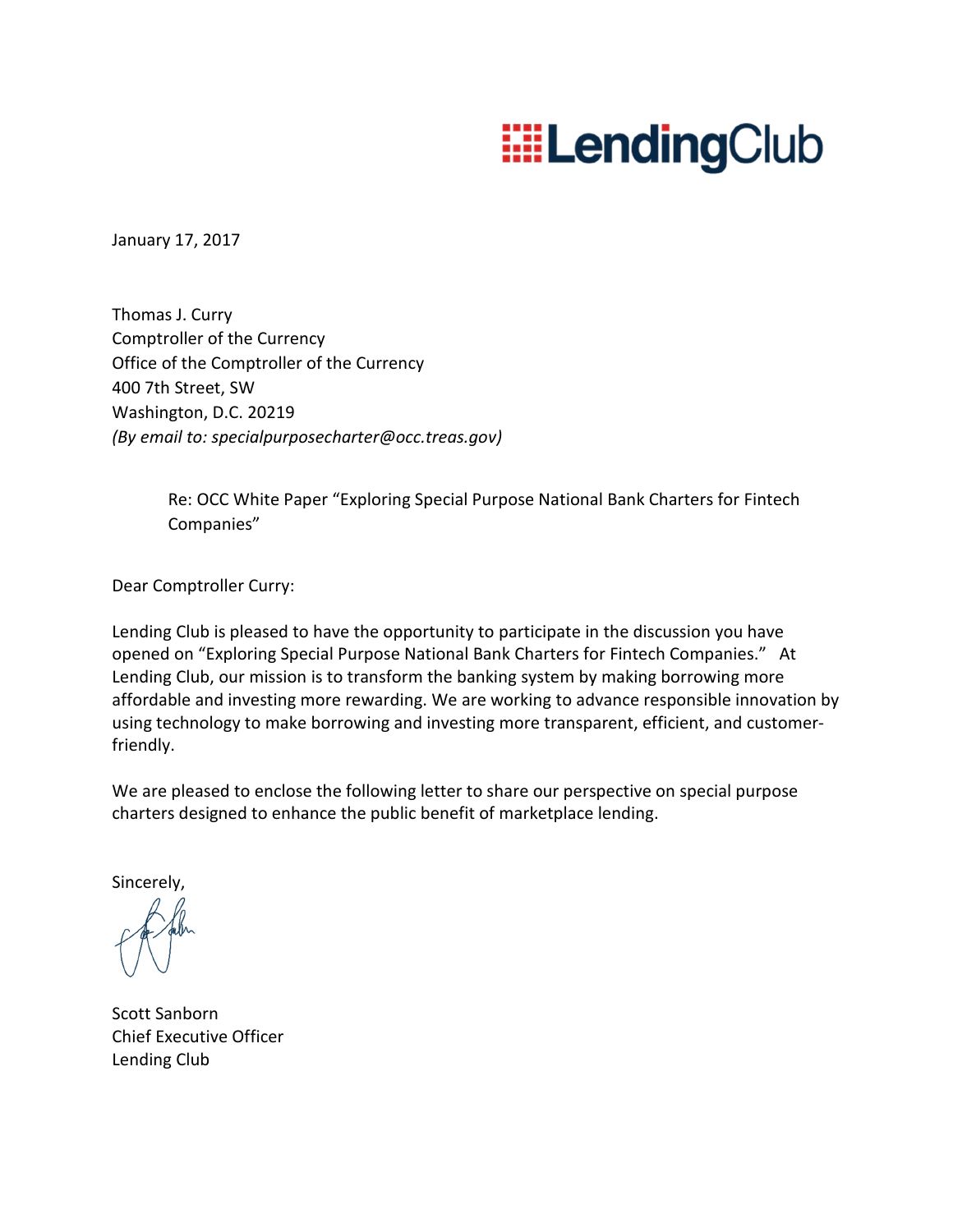LendingClub

January 17, 2017

Thomas J. Curry
Comptroller of the Currency
Office of the Comptroller of the Currency
400 7th Street, SW
Washington, D.C. 20219
*(By email to: specialpurposecharter@occ.treas.gov)*

> Re: OCC White Paper "Exploring Special Purpose National Bank Charters for Fintech Companies"

Dear Comptroller Curry:

Lending Club is pleased to have the opportunity to participate in the discussion you have opened on "Exploring Special Purpose National Bank Charters for Fintech Companies." At Lending Club, our mission is to transform the banking system by making borrowing more affordable and investing more rewarding. We are working to advance responsible innovation by using technology to make borrowing and investing more transparent, efficient, and customer-friendly.

We are pleased to enclose the following letter to share our perspective on special purpose charters designed to enhance the public benefit of marketplace lending.

Sincerely,

Scott Sanborn
Chief Executive Officer
Lending Club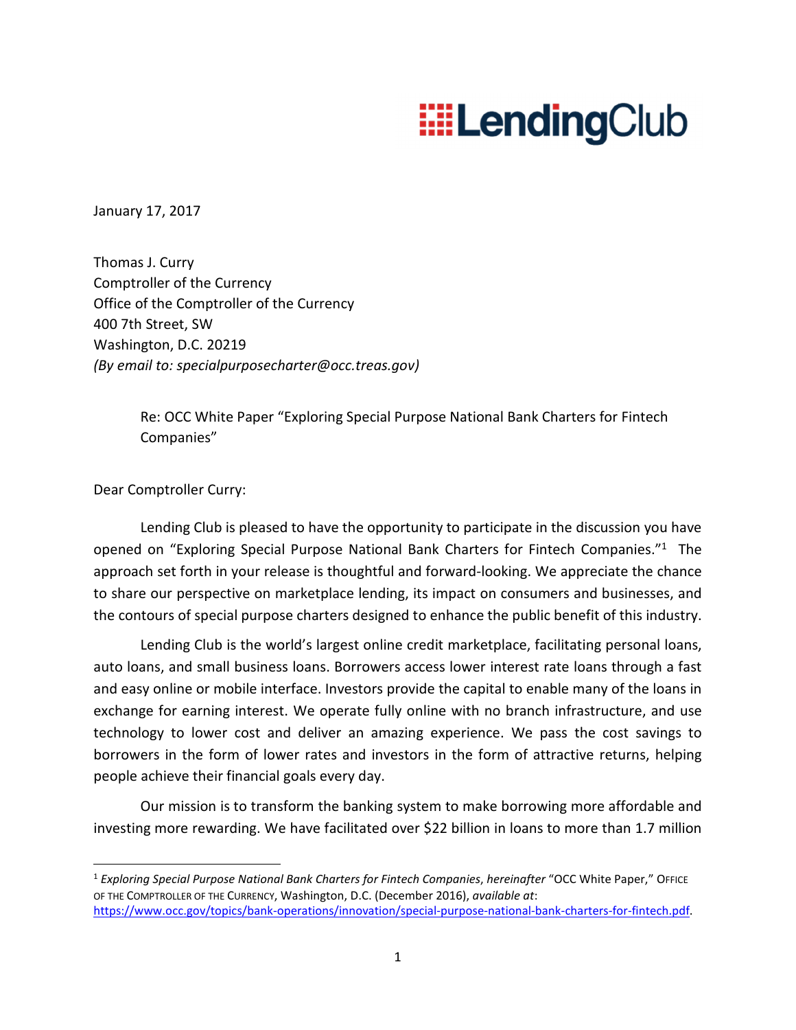January 17, 2017

Thomas J. Curry  
Comptroller of the Currency  
Office of the Comptroller of the Currency  
400 7th Street, SW  
Washington, D.C. 20219  
*(By email to: specialpurposecharter@occ.treas.gov)*

Re: OCC White Paper "Exploring Special Purpose National Bank Charters for Fintech Companies"

Dear Comptroller Curry:

Lending Club is pleased to have the opportunity to participate in the discussion you have opened on "Exploring Special Purpose National Bank Charters for Fintech Companies."[1] The approach set forth in your release is thoughtful and forward-looking. We appreciate the chance to share our perspective on marketplace lending, its impact on consumers and businesses, and the contours of special purpose charters designed to enhance the public benefit of this industry.

Lending Club is the world's largest online credit marketplace, facilitating personal loans, auto loans, and small business loans. Borrowers access lower interest rate loans through a fast and easy online or mobile interface. Investors provide the capital to enable many of the loans in exchange for earning interest. We operate fully online with no branch infrastructure, and use technology to lower cost and deliver an amazing experience. We pass the cost savings to borrowers in the form of lower rates and investors in the form of attractive returns, helping people achieve their financial goals every day.

Our mission is to transform the banking system to make borrowing more affordable and investing more rewarding. We have facilitated over $22 billion in loans to more than 1.7 million

---

[1] *Exploring Special Purpose National Bank Charters for Fintech Companies*, *hereinafter* "OCC White Paper," OFFICE OF THE COMPTROLLER OF THE CURRENCY, Washington, D.C. (December 2016), *available at*: https://www.occ.gov/topics/bank-operations/innovation/special-purpose-national-bank-charters-for-fintech.pdf.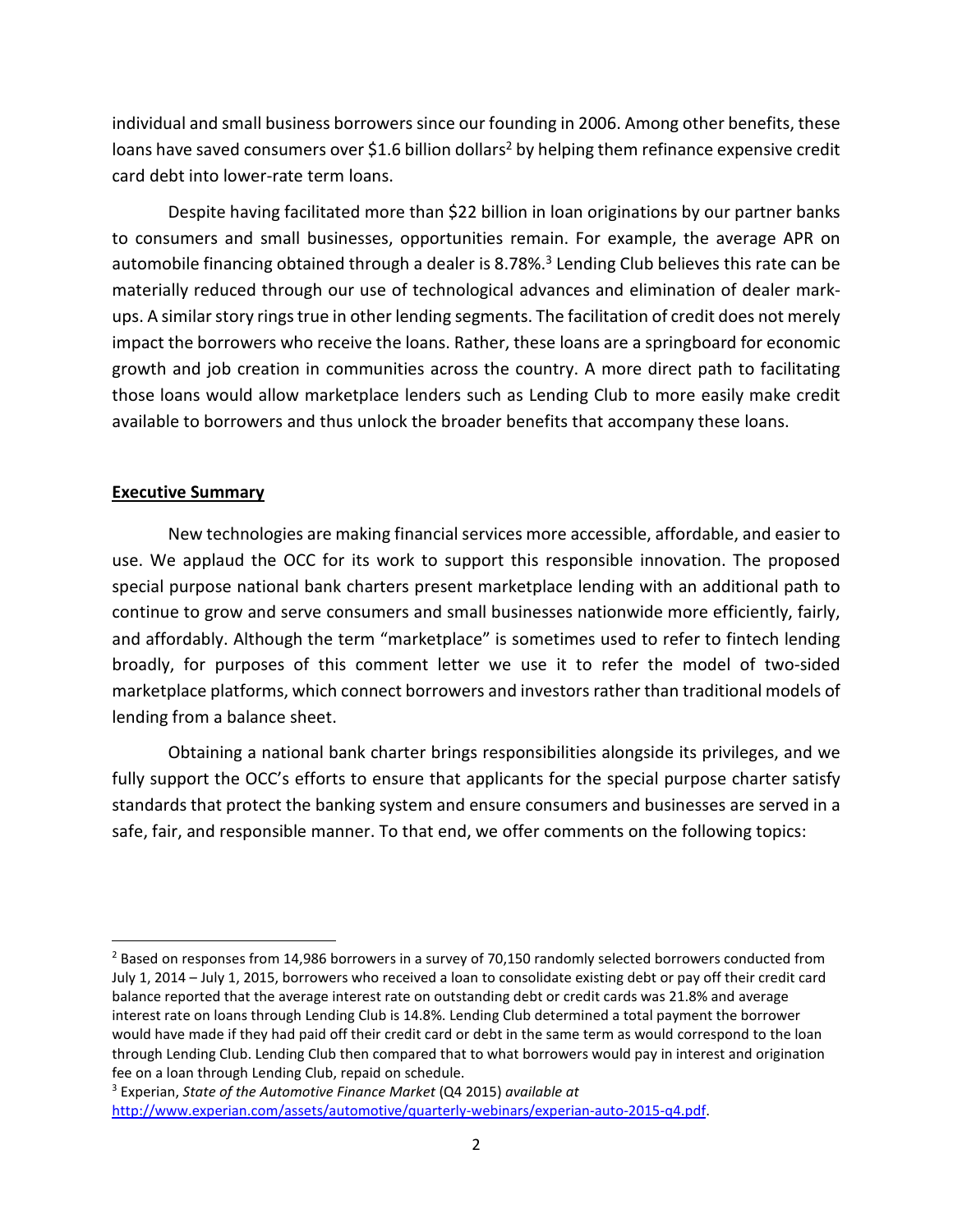individual and small business borrowers since our founding in 2006. Among other benefits, these loans have saved consumers over $1.6 billion dollars[2] by helping them refinance expensive credit card debt into lower-rate term loans.

Despite having facilitated more than $22 billion in loan originations by our partner banks to consumers and small businesses, opportunities remain. For example, the average APR on automobile financing obtained through a dealer is 8.78%.[3] Lending Club believes this rate can be materially reduced through our use of technological advances and elimination of dealer mark-ups. A similar story rings true in other lending segments. The facilitation of credit does not merely impact the borrowers who receive the loans. Rather, these loans are a springboard for economic growth and job creation in communities across the country. A more direct path to facilitating those loans would allow marketplace lenders such as Lending Club to more easily make credit available to borrowers and thus unlock the broader benefits that accompany these loans.

**Executive Summary**

New technologies are making financial services more accessible, affordable, and easier to use. We applaud the OCC for its work to support this responsible innovation. The proposed special purpose national bank charters present marketplace lending with an additional path to continue to grow and serve consumers and small businesses nationwide more efficiently, fairly, and affordably. Although the term "marketplace" is sometimes used to refer to fintech lending broadly, for purposes of this comment letter we use it to refer the model of two-sided marketplace platforms, which connect borrowers and investors rather than traditional models of lending from a balance sheet.

Obtaining a national bank charter brings responsibilities alongside its privileges, and we fully support the OCC's efforts to ensure that applicants for the special purpose charter satisfy standards that protect the banking system and ensure consumers and businesses are served in a safe, fair, and responsible manner. To that end, we offer comments on the following topics:

---

[2] Based on responses from 14,986 borrowers in a survey of 70,150 randomly selected borrowers conducted from July 1, 2014 – July 1, 2015, borrowers who received a loan to consolidate existing debt or pay off their credit card balance reported that the average interest rate on outstanding debt or credit cards was 21.8% and average interest rate on loans through Lending Club is 14.8%. Lending Club determined a total payment the borrower would have made if they had paid off their credit card or debt in the same term as would correspond to the loan through Lending Club. Lending Club then compared that to what borrowers would pay in interest and origination fee on a loan through Lending Club, repaid on schedule.

[3] Experian, *State of the Automotive Finance Market* (Q4 2015) *available at* http://www.experian.com/assets/automotive/quarterly-webinars/experian-auto-2015-q4.pdf.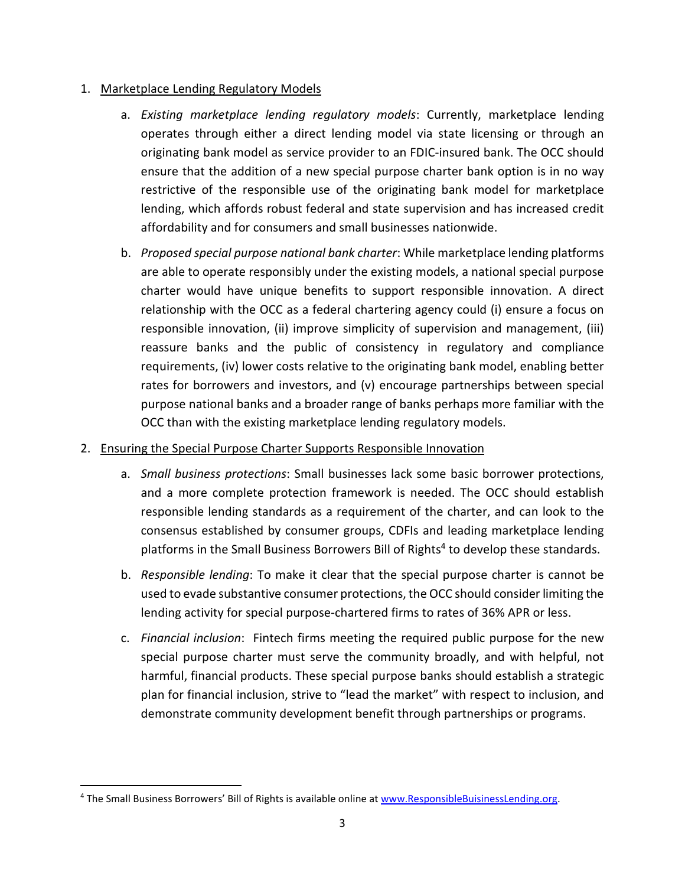1. Marketplace Lending Regulatory Models

    a. *Existing marketplace lending regulatory models*: Currently, marketplace lending operates through either a direct lending model via state licensing or through an originating bank model as service provider to an FDIC-insured bank. The OCC should ensure that the addition of a new special purpose charter bank option is in no way restrictive of the responsible use of the originating bank model for marketplace lending, which affords robust federal and state supervision and has increased credit affordability and for consumers and small businesses nationwide.

    b. *Proposed special purpose national bank charter*: While marketplace lending platforms are able to operate responsibly under the existing models, a national special purpose charter would have unique benefits to support responsible innovation. A direct relationship with the OCC as a federal chartering agency could (i) ensure a focus on responsible innovation, (ii) improve simplicity of supervision and management, (iii) reassure banks and the public of consistency in regulatory and compliance requirements, (iv) lower costs relative to the originating bank model, enabling better rates for borrowers and investors, and (v) encourage partnerships between special purpose national banks and a broader range of banks perhaps more familiar with the OCC than with the existing marketplace lending regulatory models.

2. Ensuring the Special Purpose Charter Supports Responsible Innovation

    a. *Small business protections*: Small businesses lack some basic borrower protections, and a more complete protection framework is needed. The OCC should establish responsible lending standards as a requirement of the charter, and can look to the consensus established by consumer groups, CDFIs and leading marketplace lending platforms in the Small Business Borrowers Bill of Rights[4] to develop these standards.

    b. *Responsible lending*: To make it clear that the special purpose charter is cannot be used to evade substantive consumer protections, the OCC should consider limiting the lending activity for special purpose-chartered firms to rates of 36% APR or less.

    c. *Financial inclusion*: Fintech firms meeting the required public purpose for the new special purpose charter must serve the community broadly, and with helpful, not harmful, financial products. These special purpose banks should establish a strategic plan for financial inclusion, strive to "lead the market" with respect to inclusion, and demonstrate community development benefit through partnerships or programs.

---

[4] The Small Business Borrowers' Bill of Rights is available online at www.ResponsibleBuisinessLending.org.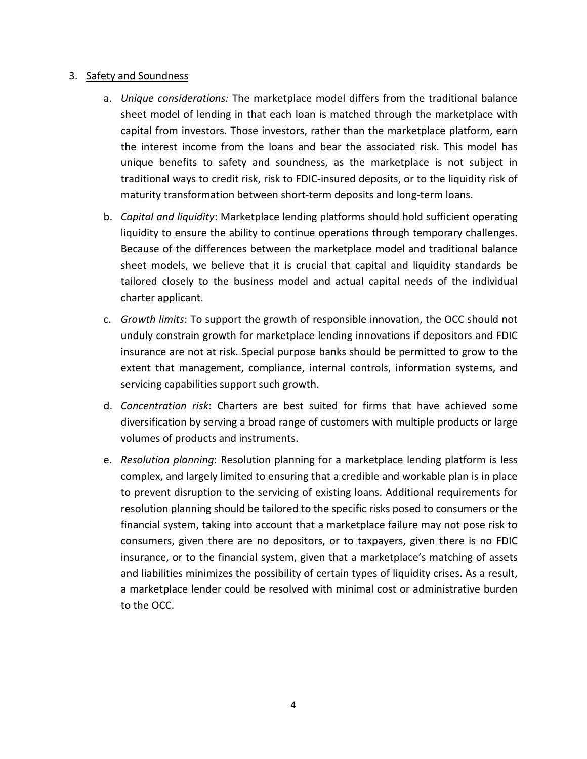3. <u>Safety and Soundness</u>

    a. *Unique considerations:* The marketplace model differs from the traditional balance sheet model of lending in that each loan is matched through the marketplace with capital from investors. Those investors, rather than the marketplace platform, earn the interest income from the loans and bear the associated risk. This model has unique benefits to safety and soundness, as the marketplace is not subject in traditional ways to credit risk, risk to FDIC-insured deposits, or to the liquidity risk of maturity transformation between short-term deposits and long-term loans.

    b. *Capital and liquidity*: Marketplace lending platforms should hold sufficient operating liquidity to ensure the ability to continue operations through temporary challenges. Because of the differences between the marketplace model and traditional balance sheet models, we believe that it is crucial that capital and liquidity standards be tailored closely to the business model and actual capital needs of the individual charter applicant.

    c. *Growth limits*: To support the growth of responsible innovation, the OCC should not unduly constrain growth for marketplace lending innovations if depositors and FDIC insurance are not at risk. Special purpose banks should be permitted to grow to the extent that management, compliance, internal controls, information systems, and servicing capabilities support such growth.

    d. *Concentration risk*: Charters are best suited for firms that have achieved some diversification by serving a broad range of customers with multiple products or large volumes of products and instruments.

    e. *Resolution planning*: Resolution planning for a marketplace lending platform is less complex, and largely limited to ensuring that a credible and workable plan is in place to prevent disruption to the servicing of existing loans. Additional requirements for resolution planning should be tailored to the specific risks posed to consumers or the financial system, taking into account that a marketplace failure may not pose risk to consumers, given there are no depositors, or to taxpayers, given there is no FDIC insurance, or to the financial system, given that a marketplace's matching of assets and liabilities minimizes the possibility of certain types of liquidity crises. As a result, a marketplace lender could be resolved with minimal cost or administrative burden to the OCC.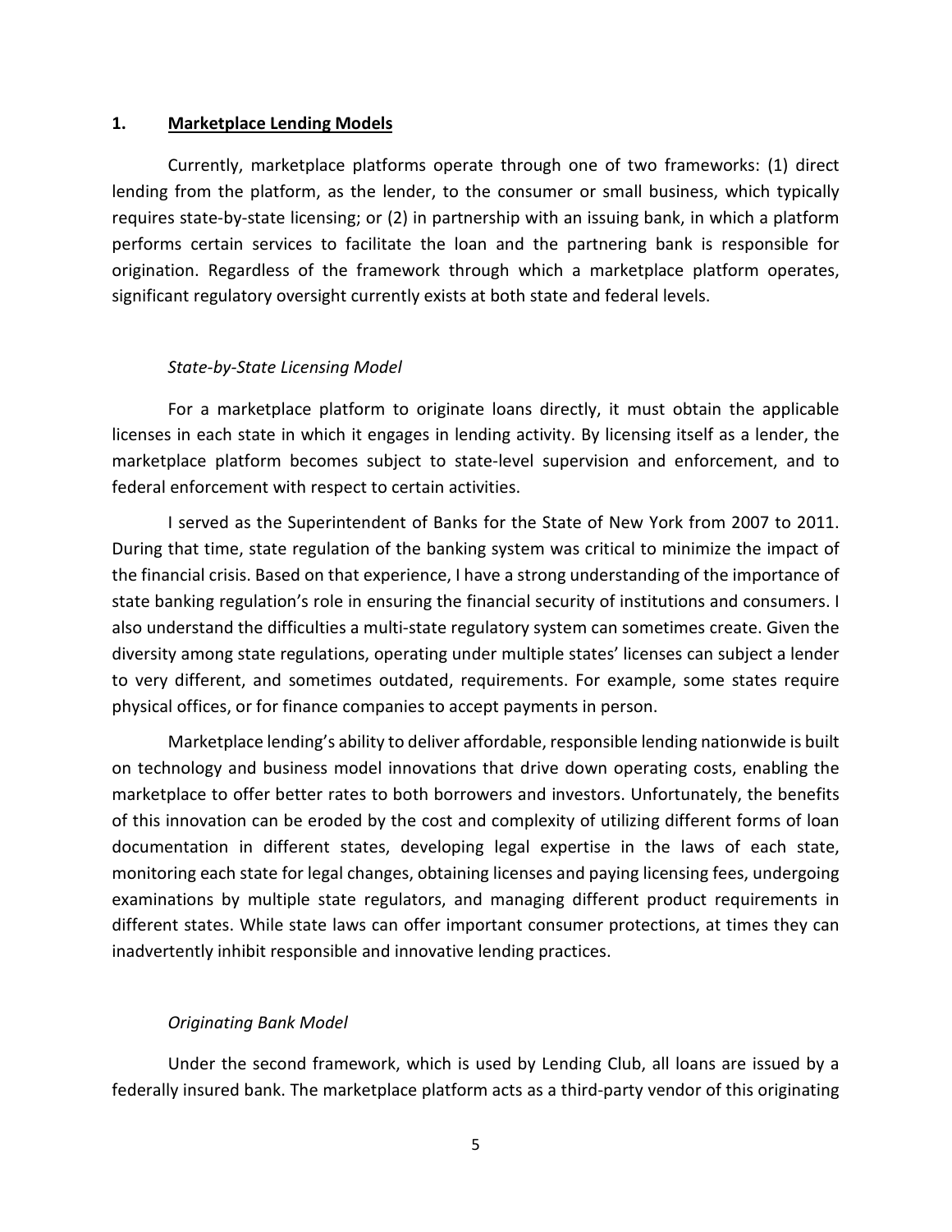## 1. <u>Marketplace Lending Models</u>

Currently, marketplace platforms operate through one of two frameworks: (1) direct lending from the platform, as the lender, to the consumer or small business, which typically requires state-by-state licensing; or (2) in partnership with an issuing bank, in which a platform performs certain services to facilitate the loan and the partnering bank is responsible for origination. Regardless of the framework through which a marketplace platform operates, significant regulatory oversight currently exists at both state and federal levels.

*State-by-State Licensing Model*

For a marketplace platform to originate loans directly, it must obtain the applicable licenses in each state in which it engages in lending activity. By licensing itself as a lender, the marketplace platform becomes subject to state-level supervision and enforcement, and to federal enforcement with respect to certain activities.

I served as the Superintendent of Banks for the State of New York from 2007 to 2011. During that time, state regulation of the banking system was critical to minimize the impact of the financial crisis. Based on that experience, I have a strong understanding of the importance of state banking regulation's role in ensuring the financial security of institutions and consumers. I also understand the difficulties a multi-state regulatory system can sometimes create. Given the diversity among state regulations, operating under multiple states' licenses can subject a lender to very different, and sometimes outdated, requirements. For example, some states require physical offices, or for finance companies to accept payments in person.

Marketplace lending's ability to deliver affordable, responsible lending nationwide is built on technology and business model innovations that drive down operating costs, enabling the marketplace to offer better rates to both borrowers and investors. Unfortunately, the benefits of this innovation can be eroded by the cost and complexity of utilizing different forms of loan documentation in different states, developing legal expertise in the laws of each state, monitoring each state for legal changes, obtaining licenses and paying licensing fees, undergoing examinations by multiple state regulators, and managing different product requirements in different states. While state laws can offer important consumer protections, at times they can inadvertently inhibit responsible and innovative lending practices.

*Originating Bank Model*

Under the second framework, which is used by Lending Club, all loans are issued by a federally insured bank. The marketplace platform acts as a third-party vendor of this originating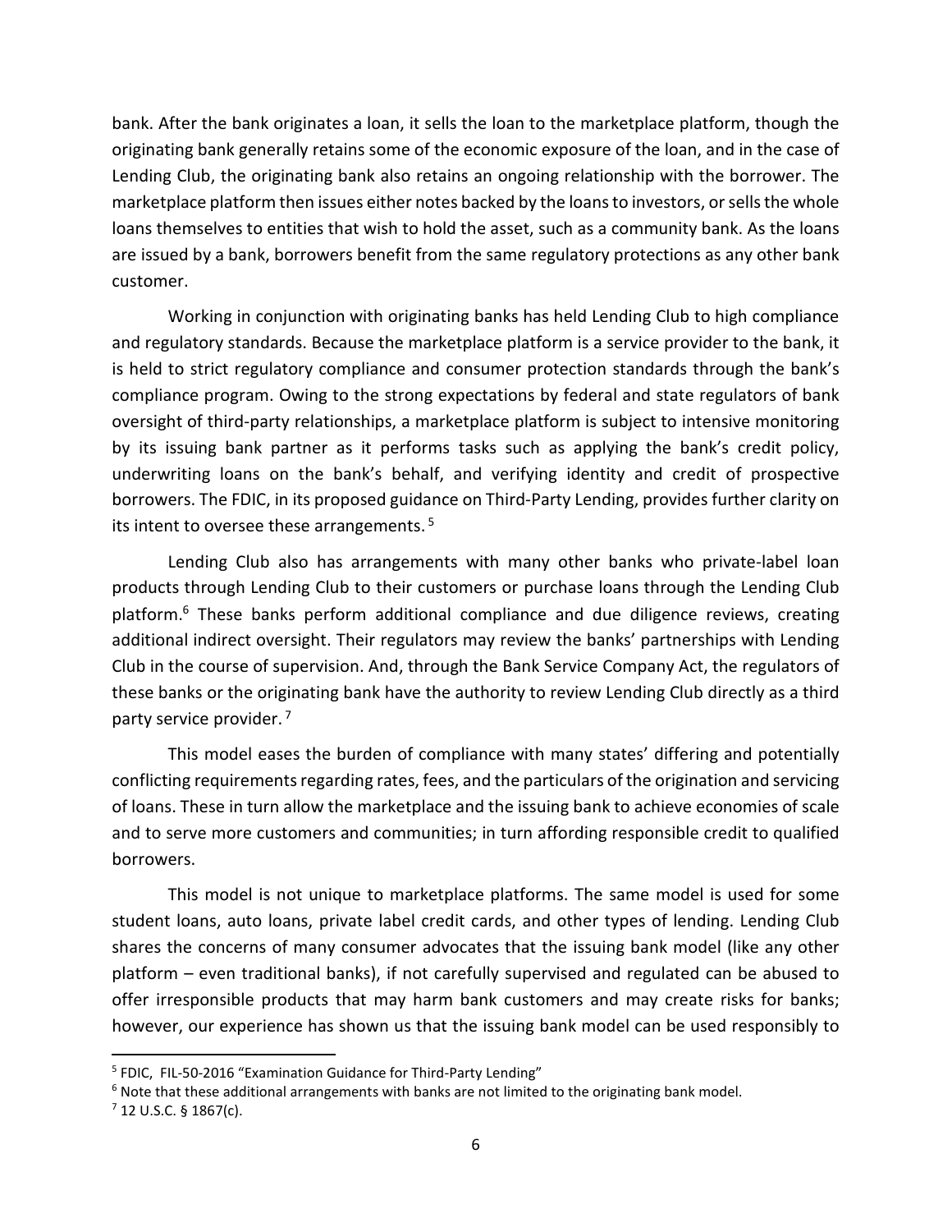bank. After the bank originates a loan, it sells the loan to the marketplace platform, though the originating bank generally retains some of the economic exposure of the loan, and in the case of Lending Club, the originating bank also retains an ongoing relationship with the borrower. The marketplace platform then issues either notes backed by the loans to investors, or sells the whole loans themselves to entities that wish to hold the asset, such as a community bank. As the loans are issued by a bank, borrowers benefit from the same regulatory protections as any other bank customer.

Working in conjunction with originating banks has held Lending Club to high compliance and regulatory standards. Because the marketplace platform is a service provider to the bank, it is held to strict regulatory compliance and consumer protection standards through the bank's compliance program. Owing to the strong expectations by federal and state regulators of bank oversight of third-party relationships, a marketplace platform is subject to intensive monitoring by its issuing bank partner as it performs tasks such as applying the bank's credit policy, underwriting loans on the bank's behalf, and verifying identity and credit of prospective borrowers. The FDIC, in its proposed guidance on Third-Party Lending, provides further clarity on its intent to oversee these arrangements. [5]

Lending Club also has arrangements with many other banks who private-label loan products through Lending Club to their customers or purchase loans through the Lending Club platform.[6] These banks perform additional compliance and due diligence reviews, creating additional indirect oversight. Their regulators may review the banks' partnerships with Lending Club in the course of supervision. And, through the Bank Service Company Act, the regulators of these banks or the originating bank have the authority to review Lending Club directly as a third party service provider. [7]

This model eases the burden of compliance with many states' differing and potentially conflicting requirements regarding rates, fees, and the particulars of the origination and servicing of loans. These in turn allow the marketplace and the issuing bank to achieve economies of scale and to serve more customers and communities; in turn affording responsible credit to qualified borrowers.

This model is not unique to marketplace platforms. The same model is used for some student loans, auto loans, private label credit cards, and other types of lending. Lending Club shares the concerns of many consumer advocates that the issuing bank model (like any other platform – even traditional banks), if not carefully supervised and regulated can be abused to offer irresponsible products that may harm bank customers and may create risks for banks; however, our experience has shown us that the issuing bank model can be used responsibly to

---

[5] FDIC, FIL-50-2016 "Examination Guidance for Third-Party Lending"

[6] Note that these additional arrangements with banks are not limited to the originating bank model.

[7] 12 U.S.C. § 1867(c).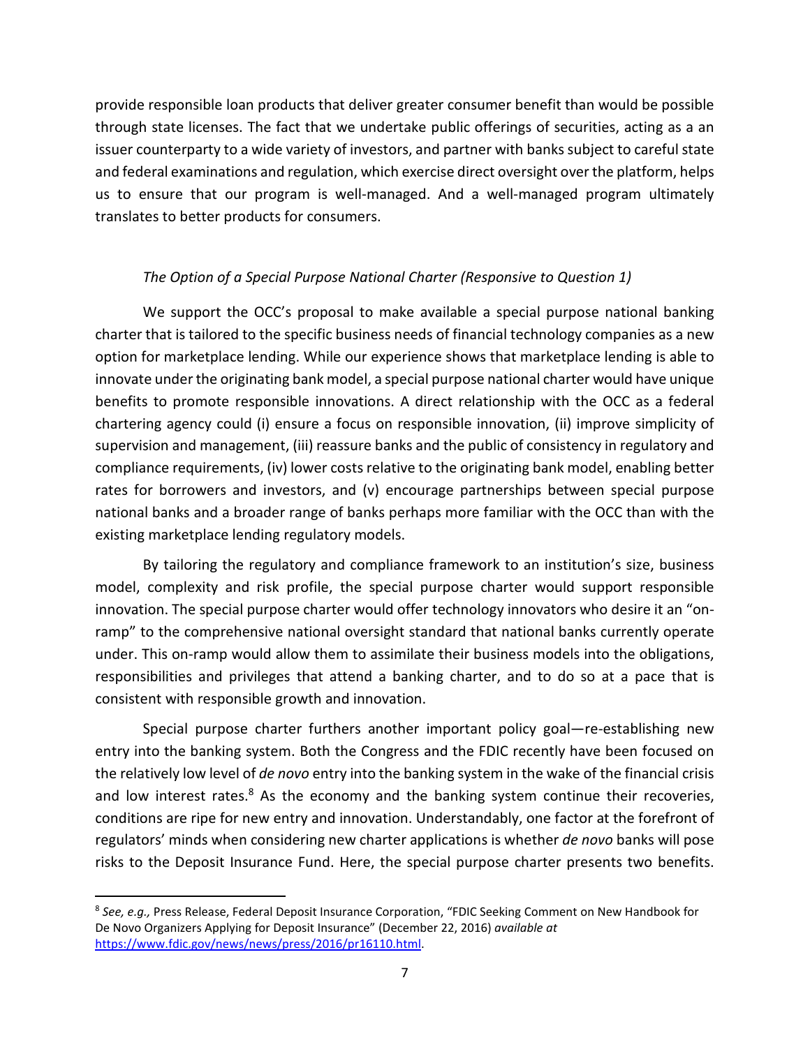provide responsible loan products that deliver greater consumer benefit than would be possible through state licenses. The fact that we undertake public offerings of securities, acting as a an issuer counterparty to a wide variety of investors, and partner with banks subject to careful state and federal examinations and regulation, which exercise direct oversight over the platform, helps us to ensure that our program is well-managed. And a well-managed program ultimately translates to better products for consumers.

*The Option of a Special Purpose National Charter (Responsive to Question 1)*

We support the OCC's proposal to make available a special purpose national banking charter that is tailored to the specific business needs of financial technology companies as a new option for marketplace lending. While our experience shows that marketplace lending is able to innovate under the originating bank model, a special purpose national charter would have unique benefits to promote responsible innovations. A direct relationship with the OCC as a federal chartering agency could (i) ensure a focus on responsible innovation, (ii) improve simplicity of supervision and management, (iii) reassure banks and the public of consistency in regulatory and compliance requirements, (iv) lower costs relative to the originating bank model, enabling better rates for borrowers and investors, and (v) encourage partnerships between special purpose national banks and a broader range of banks perhaps more familiar with the OCC than with the existing marketplace lending regulatory models.

By tailoring the regulatory and compliance framework to an institution's size, business model, complexity and risk profile, the special purpose charter would support responsible innovation. The special purpose charter would offer technology innovators who desire it an "on-ramp" to the comprehensive national oversight standard that national banks currently operate under. This on-ramp would allow them to assimilate their business models into the obligations, responsibilities and privileges that attend a banking charter, and to do so at a pace that is consistent with responsible growth and innovation.

Special purpose charter furthers another important policy goal—re-establishing new entry into the banking system. Both the Congress and the FDIC recently have been focused on the relatively low level of *de novo* entry into the banking system in the wake of the financial crisis and low interest rates.[8] As the economy and the banking system continue their recoveries, conditions are ripe for new entry and innovation. Understandably, one factor at the forefront of regulators' minds when considering new charter applications is whether *de novo* banks will pose risks to the Deposit Insurance Fund. Here, the special purpose charter presents two benefits.

[8] *See, e.g.,* Press Release, Federal Deposit Insurance Corporation, "FDIC Seeking Comment on New Handbook for De Novo Organizers Applying for Deposit Insurance" (December 22, 2016) *available at* https://www.fdic.gov/news/news/press/2016/pr16110.html.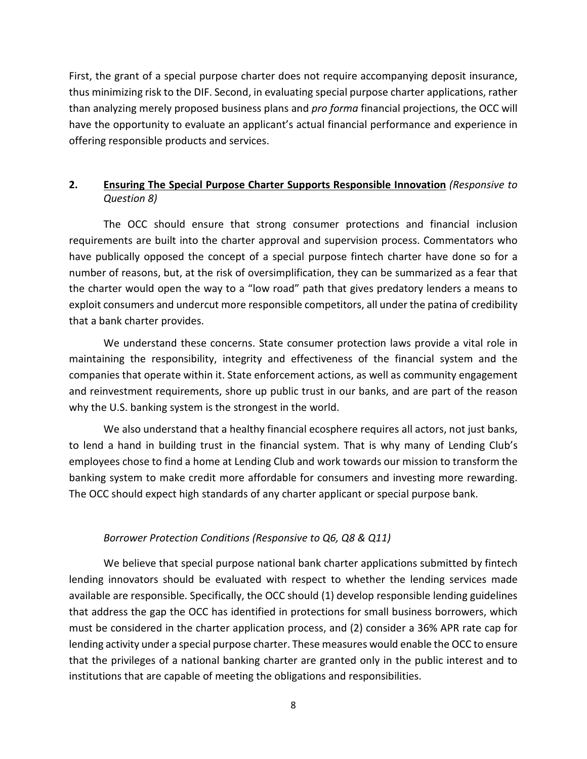First, the grant of a special purpose charter does not require accompanying deposit insurance, thus minimizing risk to the DIF. Second, in evaluating special purpose charter applications, rather than analyzing merely proposed business plans and *pro forma* financial projections, the OCC will have the opportunity to evaluate an applicant's actual financial performance and experience in offering responsible products and services.

## 2. **<u>Ensuring The Special Purpose Charter Supports Responsible Innovation</u>** *(Responsive to Question 8)*

The OCC should ensure that strong consumer protections and financial inclusion requirements are built into the charter approval and supervision process. Commentators who have publically opposed the concept of a special purpose fintech charter have done so for a number of reasons, but, at the risk of oversimplification, they can be summarized as a fear that the charter would open the way to a "low road" path that gives predatory lenders a means to exploit consumers and undercut more responsible competitors, all under the patina of credibility that a bank charter provides.

We understand these concerns. State consumer protection laws provide a vital role in maintaining the responsibility, integrity and effectiveness of the financial system and the companies that operate within it. State enforcement actions, as well as community engagement and reinvestment requirements, shore up public trust in our banks, and are part of the reason why the U.S. banking system is the strongest in the world.

We also understand that a healthy financial ecosphere requires all actors, not just banks, to lend a hand in building trust in the financial system. That is why many of Lending Club's employees chose to find a home at Lending Club and work towards our mission to transform the banking system to make credit more affordable for consumers and investing more rewarding. The OCC should expect high standards of any charter applicant or special purpose bank.

### *Borrower Protection Conditions (Responsive to Q6, Q8 & Q11)*

We believe that special purpose national bank charter applications submitted by fintech lending innovators should be evaluated with respect to whether the lending services made available are responsible. Specifically, the OCC should (1) develop responsible lending guidelines that address the gap the OCC has identified in protections for small business borrowers, which must be considered in the charter application process, and (2) consider a 36% APR rate cap for lending activity under a special purpose charter. These measures would enable the OCC to ensure that the privileges of a national banking charter are granted only in the public interest and to institutions that are capable of meeting the obligations and responsibilities.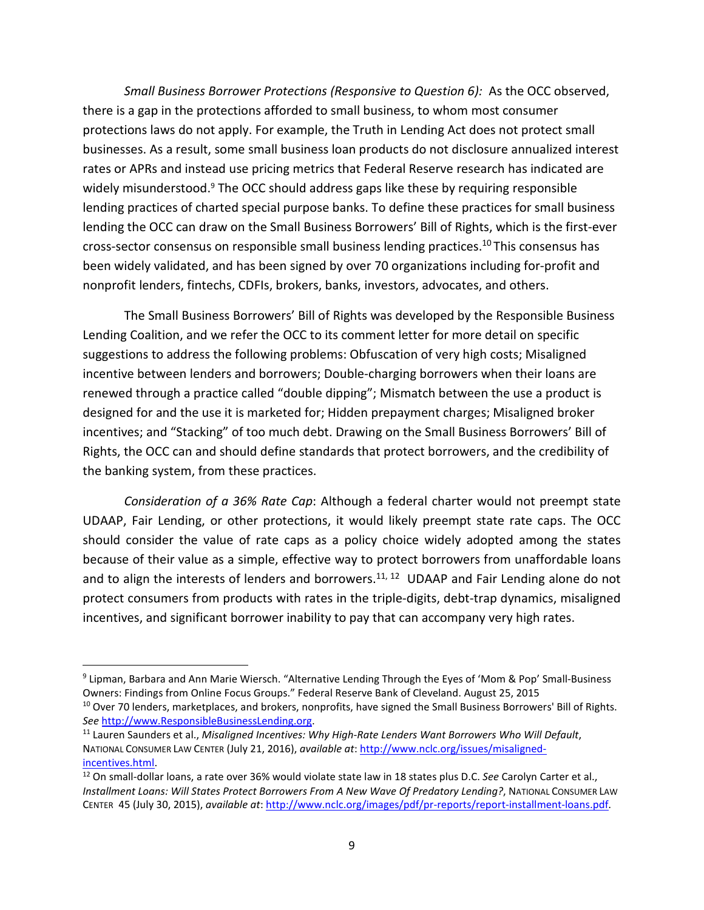*Small Business Borrower Protections (Responsive to Question 6):* As the OCC observed, there is a gap in the protections afforded to small business, to whom most consumer protections laws do not apply. For example, the Truth in Lending Act does not protect small businesses. As a result, some small business loan products do not disclosure annualized interest rates or APRs and instead use pricing metrics that Federal Reserve research has indicated are widely misunderstood.[9] The OCC should address gaps like these by requiring responsible lending practices of charted special purpose banks. To define these practices for small business lending the OCC can draw on the Small Business Borrowers' Bill of Rights, which is the first-ever cross-sector consensus on responsible small business lending practices.[10] This consensus has been widely validated, and has been signed by over 70 organizations including for-profit and nonprofit lenders, fintechs, CDFIs, brokers, banks, investors, advocates, and others.

The Small Business Borrowers' Bill of Rights was developed by the Responsible Business Lending Coalition, and we refer the OCC to its comment letter for more detail on specific suggestions to address the following problems: Obfuscation of very high costs; Misaligned incentive between lenders and borrowers; Double-charging borrowers when their loans are renewed through a practice called "double dipping"; Mismatch between the use a product is designed for and the use it is marketed for; Hidden prepayment charges; Misaligned broker incentives; and "Stacking" of too much debt. Drawing on the Small Business Borrowers' Bill of Rights, the OCC can and should define standards that protect borrowers, and the credibility of the banking system, from these practices.

*Consideration of a 36% Rate Cap*: Although a federal charter would not preempt state UDAAP, Fair Lending, or other protections, it would likely preempt state rate caps. The OCC should consider the value of rate caps as a policy choice widely adopted among the states because of their value as a simple, effective way to protect borrowers from unaffordable loans and to align the interests of lenders and borrowers.[11, 12] UDAAP and Fair Lending alone do not protect consumers from products with rates in the triple-digits, debt-trap dynamics, misaligned incentives, and significant borrower inability to pay that can accompany very high rates.

---

[9] Lipman, Barbara and Ann Marie Wiersch. "Alternative Lending Through the Eyes of 'Mom & Pop' Small-Business Owners: Findings from Online Focus Groups." Federal Reserve Bank of Cleveland. August 25, 2015

[10] Over 70 lenders, marketplaces, and brokers, nonprofits, have signed the Small Business Borrowers' Bill of Rights. *See* http://www.ResponsibleBusinessLending.org.

[11] Lauren Saunders et al., *Misaligned Incentives: Why High-Rate Lenders Want Borrowers Who Will Default*, NATIONAL CONSUMER LAW CENTER (July 21, 2016), *available at*: http://www.nclc.org/issues/misaligned-incentives.html.

[12] On small-dollar loans, a rate over 36% would violate state law in 18 states plus D.C. *See* Carolyn Carter et al., *Installment Loans: Will States Protect Borrowers From A New Wave Of Predatory Lending?*, NATIONAL CONSUMER LAW CENTER 45 (July 30, 2015), *available at*: http://www.nclc.org/images/pdf/pr-reports/report-installment-loans.pdf.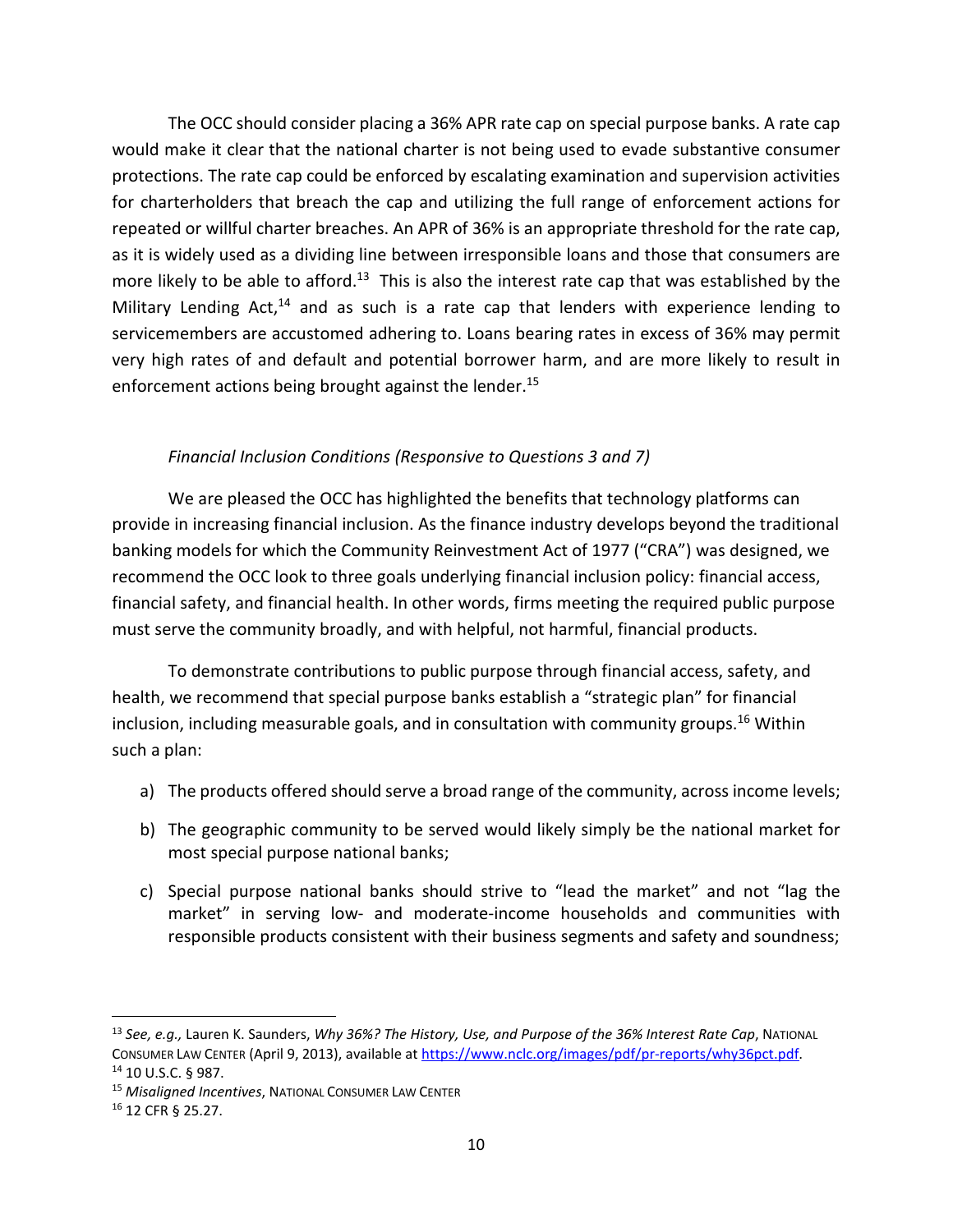The OCC should consider placing a 36% APR rate cap on special purpose banks. A rate cap would make it clear that the national charter is not being used to evade substantive consumer protections. The rate cap could be enforced by escalating examination and supervision activities for charterholders that breach the cap and utilizing the full range of enforcement actions for repeated or willful charter breaches. An APR of 36% is an appropriate threshold for the rate cap, as it is widely used as a dividing line between irresponsible loans and those that consumers are more likely to be able to afford.[13] This is also the interest rate cap that was established by the Military Lending Act,[14] and as such is a rate cap that lenders with experience lending to servicemembers are accustomed adhering to. Loans bearing rates in excess of 36% may permit very high rates of and default and potential borrower harm, and are more likely to result in enforcement actions being brought against the lender.[15]

*Financial Inclusion Conditions (Responsive to Questions 3 and 7)*

We are pleased the OCC has highlighted the benefits that technology platforms can provide in increasing financial inclusion. As the finance industry develops beyond the traditional banking models for which the Community Reinvestment Act of 1977 ("CRA") was designed, we recommend the OCC look to three goals underlying financial inclusion policy: financial access, financial safety, and financial health. In other words, firms meeting the required public purpose must serve the community broadly, and with helpful, not harmful, financial products.

To demonstrate contributions to public purpose through financial access, safety, and health, we recommend that special purpose banks establish a "strategic plan" for financial inclusion, including measurable goals, and in consultation with community groups.[16] Within such a plan:

a) The products offered should serve a broad range of the community, across income levels;

b) The geographic community to be served would likely simply be the national market for most special purpose national banks;

c) Special purpose national banks should strive to "lead the market" and not "lag the market" in serving low- and moderate-income households and communities with responsible products consistent with their business segments and safety and soundness;

---

[13] *See, e.g.,* Lauren K. Saunders, *Why 36%? The History, Use, and Purpose of the 36% Interest Rate Cap*, NATIONAL CONSUMER LAW CENTER (April 9, 2013), available at https://www.nclc.org/images/pdf/pr-reports/why36pct.pdf.

[14] 10 U.S.C. § 987.

[15] *Misaligned Incentives*, NATIONAL CONSUMER LAW CENTER

[16] 12 CFR § 25.27.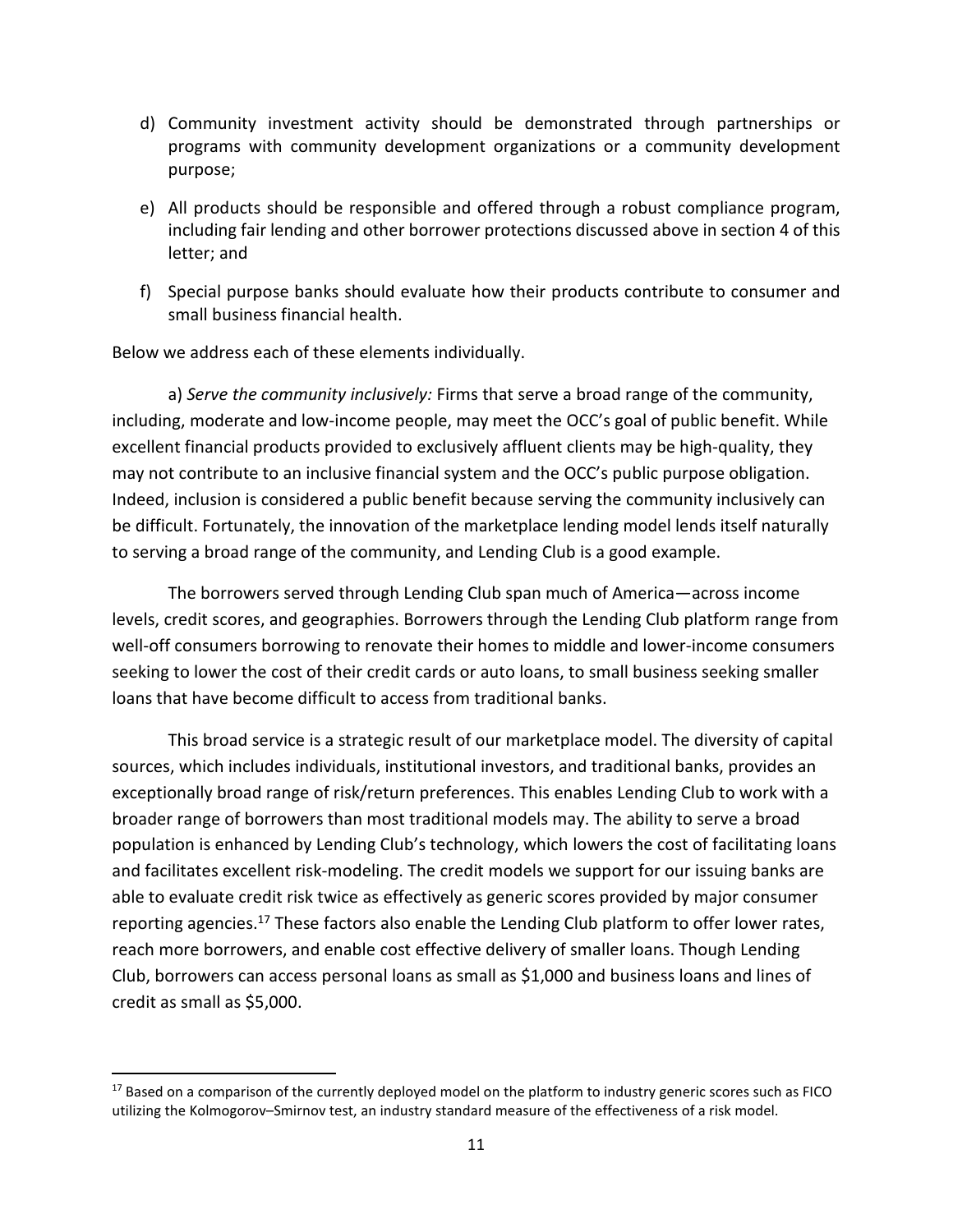d) Community investment activity should be demonstrated through partnerships or programs with community development organizations or a community development purpose;

e) All products should be responsible and offered through a robust compliance program, including fair lending and other borrower protections discussed above in section 4 of this letter; and

f) Special purpose banks should evaluate how their products contribute to consumer and small business financial health.

Below we address each of these elements individually.

a) *Serve the community inclusively:* Firms that serve a broad range of the community, including, moderate and low-income people, may meet the OCC's goal of public benefit. While excellent financial products provided to exclusively affluent clients may be high-quality, they may not contribute to an inclusive financial system and the OCC's public purpose obligation. Indeed, inclusion is considered a public benefit because serving the community inclusively can be difficult. Fortunately, the innovation of the marketplace lending model lends itself naturally to serving a broad range of the community, and Lending Club is a good example.

The borrowers served through Lending Club span much of America—across income levels, credit scores, and geographies. Borrowers through the Lending Club platform range from well-off consumers borrowing to renovate their homes to middle and lower-income consumers seeking to lower the cost of their credit cards or auto loans, to small business seeking smaller loans that have become difficult to access from traditional banks.

This broad service is a strategic result of our marketplace model. The diversity of capital sources, which includes individuals, institutional investors, and traditional banks, provides an exceptionally broad range of risk/return preferences. This enables Lending Club to work with a broader range of borrowers than most traditional models may. The ability to serve a broad population is enhanced by Lending Club's technology, which lowers the cost of facilitating loans and facilitates excellent risk-modeling. The credit models we support for our issuing banks are able to evaluate credit risk twice as effectively as generic scores provided by major consumer reporting agencies.[17] These factors also enable the Lending Club platform to offer lower rates, reach more borrowers, and enable cost effective delivery of smaller loans. Though Lending Club, borrowers can access personal loans as small as $1,000 and business loans and lines of credit as small as $5,000.

[17] Based on a comparison of the currently deployed model on the platform to industry generic scores such as FICO utilizing the Kolmogorov–Smirnov test, an industry standard measure of the effectiveness of a risk model.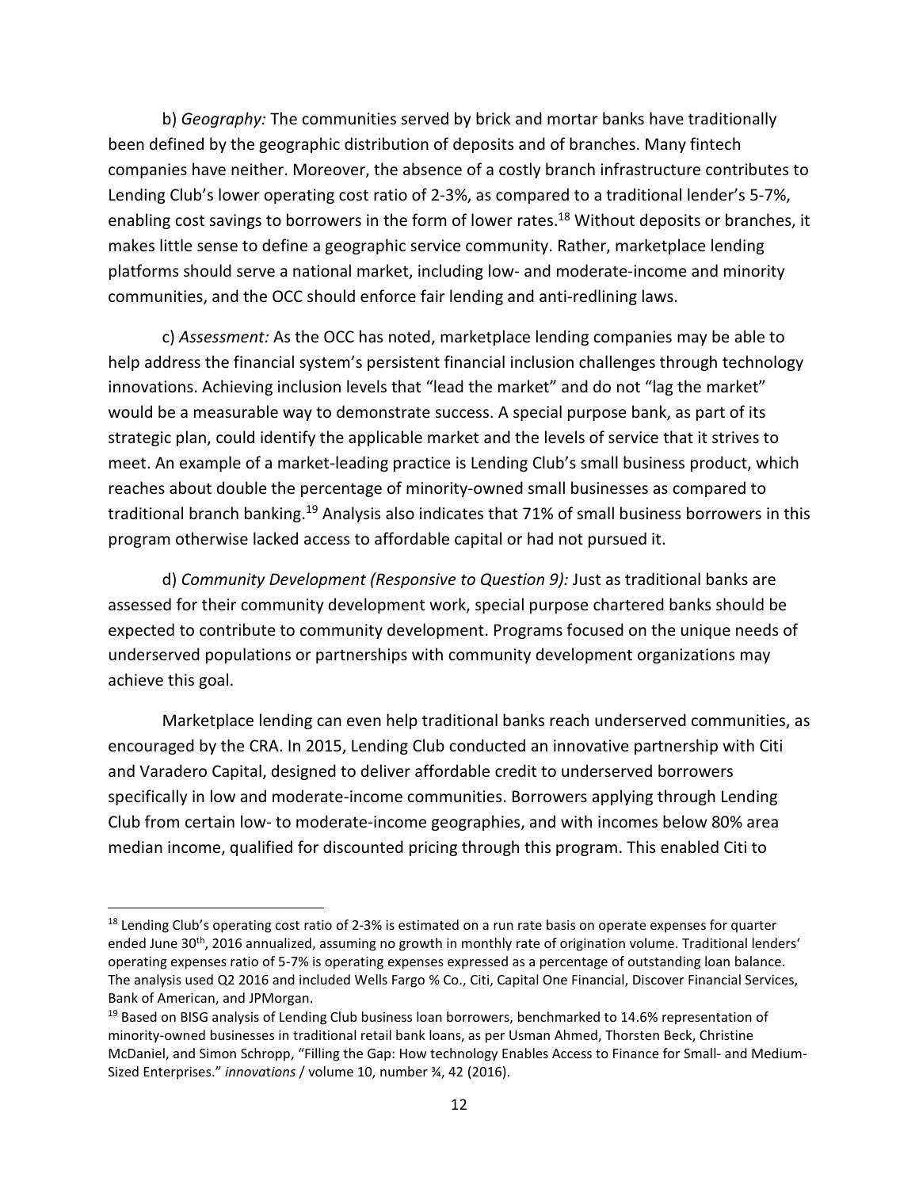b) *Geography:* The communities served by brick and mortar banks have traditionally been defined by the geographic distribution of deposits and of branches. Many fintech companies have neither. Moreover, the absence of a costly branch infrastructure contributes to Lending Club's lower operating cost ratio of 2-3%, as compared to a traditional lender's 5-7%, enabling cost savings to borrowers in the form of lower rates.[18] Without deposits or branches, it makes little sense to define a geographic service community. Rather, marketplace lending platforms should serve a national market, including low- and moderate-income and minority communities, and the OCC should enforce fair lending and anti-redlining laws.

c) *Assessment:* As the OCC has noted, marketplace lending companies may be able to help address the financial system's persistent financial inclusion challenges through technology innovations. Achieving inclusion levels that "lead the market" and do not "lag the market" would be a measurable way to demonstrate success. A special purpose bank, as part of its strategic plan, could identify the applicable market and the levels of service that it strives to meet. An example of a market-leading practice is Lending Club's small business product, which reaches about double the percentage of minority-owned small businesses as compared to traditional branch banking.[19] Analysis also indicates that 71% of small business borrowers in this program otherwise lacked access to affordable capital or had not pursued it.

d) *Community Development (Responsive to Question 9):* Just as traditional banks are assessed for their community development work, special purpose chartered banks should be expected to contribute to community development. Programs focused on the unique needs of underserved populations or partnerships with community development organizations may achieve this goal.

Marketplace lending can even help traditional banks reach underserved communities, as encouraged by the CRA. In 2015, Lending Club conducted an innovative partnership with Citi and Varadero Capital, designed to deliver affordable credit to underserved borrowers specifically in low and moderate-income communities. Borrowers applying through Lending Club from certain low- to moderate-income geographies, and with incomes below 80% area median income, qualified for discounted pricing through this program. This enabled Citi to

---

[18] Lending Club's operating cost ratio of 2-3% is estimated on a run rate basis on operate expenses for quarter ended June 30th, 2016 annualized, assuming no growth in monthly rate of origination volume. Traditional lenders' operating expenses ratio of 5-7% is operating expenses expressed as a percentage of outstanding loan balance. The analysis used Q2 2016 and included Wells Fargo % Co., Citi, Capital One Financial, Discover Financial Services, Bank of American, and JPMorgan.

[19] Based on BISG analysis of Lending Club business loan borrowers, benchmarked to 14.6% representation of minority-owned businesses in traditional retail bank loans, as per Usman Ahmed, Thorsten Beck, Christine McDaniel, and Simon Schropp, "Filling the Gap: How technology Enables Access to Finance for Small- and Medium-Sized Enterprises." *innovations* / volume 10, number ¾, 42 (2016).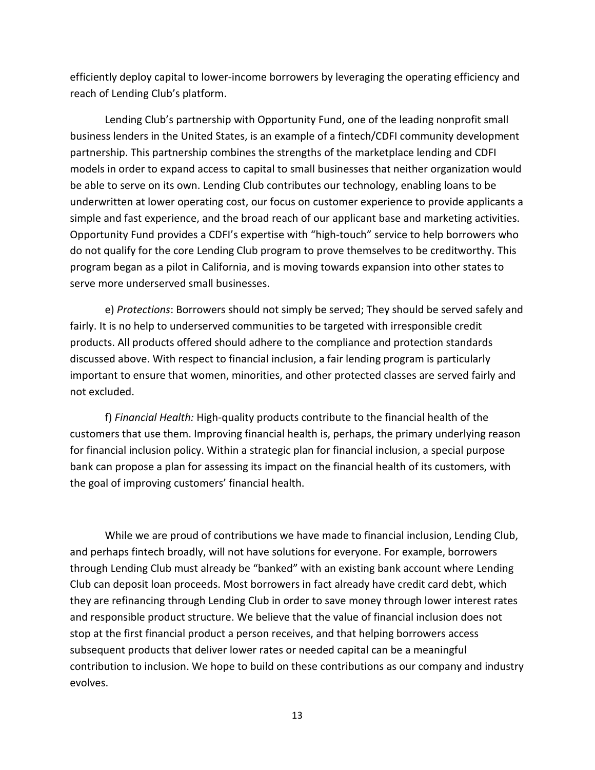efficiently deploy capital to lower-income borrowers by leveraging the operating efficiency and reach of Lending Club's platform.

Lending Club's partnership with Opportunity Fund, one of the leading nonprofit small business lenders in the United States, is an example of a fintech/CDFI community development partnership. This partnership combines the strengths of the marketplace lending and CDFI models in order to expand access to capital to small businesses that neither organization would be able to serve on its own. Lending Club contributes our technology, enabling loans to be underwritten at lower operating cost, our focus on customer experience to provide applicants a simple and fast experience, and the broad reach of our applicant base and marketing activities. Opportunity Fund provides a CDFI's expertise with "high-touch" service to help borrowers who do not qualify for the core Lending Club program to prove themselves to be creditworthy. This program began as a pilot in California, and is moving towards expansion into other states to serve more underserved small businesses.

e) *Protections*: Borrowers should not simply be served; They should be served safely and fairly. It is no help to underserved communities to be targeted with irresponsible credit products. All products offered should adhere to the compliance and protection standards discussed above. With respect to financial inclusion, a fair lending program is particularly important to ensure that women, minorities, and other protected classes are served fairly and not excluded.

f) *Financial Health:* High-quality products contribute to the financial health of the customers that use them. Improving financial health is, perhaps, the primary underlying reason for financial inclusion policy. Within a strategic plan for financial inclusion, a special purpose bank can propose a plan for assessing its impact on the financial health of its customers, with the goal of improving customers' financial health.

While we are proud of contributions we have made to financial inclusion, Lending Club, and perhaps fintech broadly, will not have solutions for everyone. For example, borrowers through Lending Club must already be "banked" with an existing bank account where Lending Club can deposit loan proceeds. Most borrowers in fact already have credit card debt, which they are refinancing through Lending Club in order to save money through lower interest rates and responsible product structure. We believe that the value of financial inclusion does not stop at the first financial product a person receives, and that helping borrowers access subsequent products that deliver lower rates or needed capital can be a meaningful contribution to inclusion. We hope to build on these contributions as our company and industry evolves.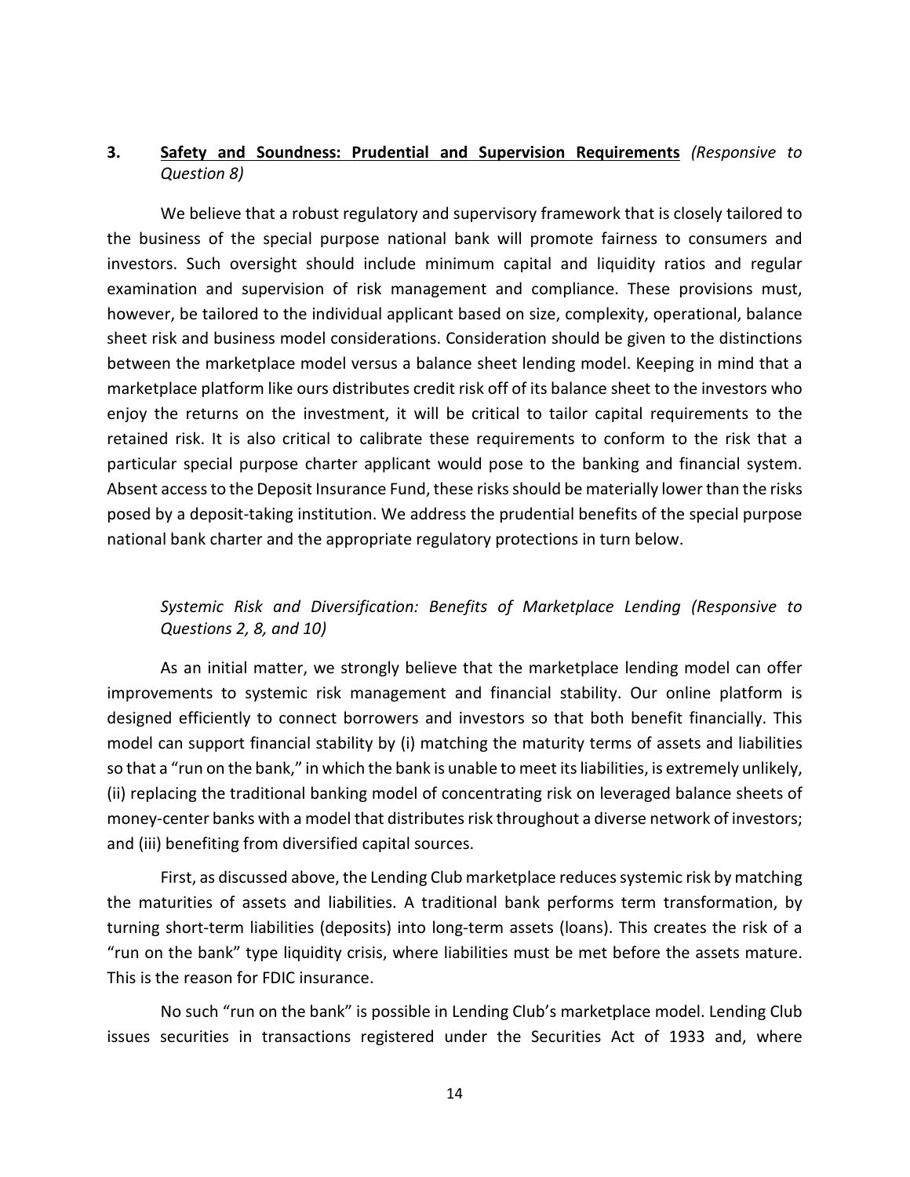## 3. **Safety and Soundness: Prudential and Supervision Requirements** *(Responsive to Question 8)*

We believe that a robust regulatory and supervisory framework that is closely tailored to the business of the special purpose national bank will promote fairness to consumers and investors. Such oversight should include minimum capital and liquidity ratios and regular examination and supervision of risk management and compliance. These provisions must, however, be tailored to the individual applicant based on size, complexity, operational, balance sheet risk and business model considerations. Consideration should be given to the distinctions between the marketplace model versus a balance sheet lending model. Keeping in mind that a marketplace platform like ours distributes credit risk off of its balance sheet to the investors who enjoy the returns on the investment, it will be critical to tailor capital requirements to the retained risk. It is also critical to calibrate these requirements to conform to the risk that a particular special purpose charter applicant would pose to the banking and financial system. Absent access to the Deposit Insurance Fund, these risks should be materially lower than the risks posed by a deposit-taking institution. We address the prudential benefits of the special purpose national bank charter and the appropriate regulatory protections in turn below.

### *Systemic Risk and Diversification: Benefits of Marketplace Lending (Responsive to Questions 2, 8, and 10)*

As an initial matter, we strongly believe that the marketplace lending model can offer improvements to systemic risk management and financial stability. Our online platform is designed efficiently to connect borrowers and investors so that both benefit financially. This model can support financial stability by (i) matching the maturity terms of assets and liabilities so that a "run on the bank," in which the bank is unable to meet its liabilities, is extremely unlikely, (ii) replacing the traditional banking model of concentrating risk on leveraged balance sheets of money-center banks with a model that distributes risk throughout a diverse network of investors; and (iii) benefiting from diversified capital sources.

First, as discussed above, the Lending Club marketplace reduces systemic risk by matching the maturities of assets and liabilities. A traditional bank performs term transformation, by turning short-term liabilities (deposits) into long-term assets (loans). This creates the risk of a "run on the bank" type liquidity crisis, where liabilities must be met before the assets mature. This is the reason for FDIC insurance.

No such "run on the bank" is possible in Lending Club's marketplace model. Lending Club issues securities in transactions registered under the Securities Act of 1933 and, where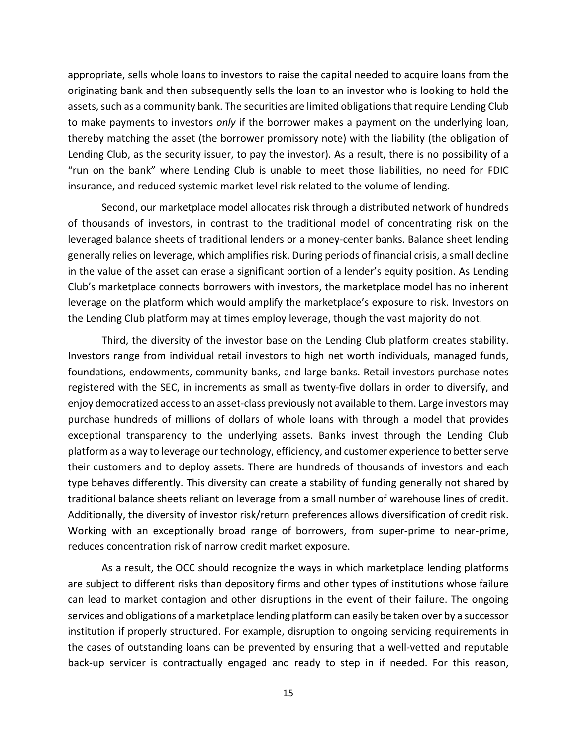appropriate, sells whole loans to investors to raise the capital needed to acquire loans from the originating bank and then subsequently sells the loan to an investor who is looking to hold the assets, such as a community bank. The securities are limited obligations that require Lending Club to make payments to investors *only* if the borrower makes a payment on the underlying loan, thereby matching the asset (the borrower promissory note) with the liability (the obligation of Lending Club, as the security issuer, to pay the investor). As a result, there is no possibility of a "run on the bank" where Lending Club is unable to meet those liabilities, no need for FDIC insurance, and reduced systemic market level risk related to the volume of lending.

Second, our marketplace model allocates risk through a distributed network of hundreds of thousands of investors, in contrast to the traditional model of concentrating risk on the leveraged balance sheets of traditional lenders or a money-center banks. Balance sheet lending generally relies on leverage, which amplifies risk. During periods of financial crisis, a small decline in the value of the asset can erase a significant portion of a lender's equity position. As Lending Club's marketplace connects borrowers with investors, the marketplace model has no inherent leverage on the platform which would amplify the marketplace's exposure to risk. Investors on the Lending Club platform may at times employ leverage, though the vast majority do not.

Third, the diversity of the investor base on the Lending Club platform creates stability. Investors range from individual retail investors to high net worth individuals, managed funds, foundations, endowments, community banks, and large banks. Retail investors purchase notes registered with the SEC, in increments as small as twenty-five dollars in order to diversify, and enjoy democratized access to an asset-class previously not available to them. Large investors may purchase hundreds of millions of dollars of whole loans with through a model that provides exceptional transparency to the underlying assets. Banks invest through the Lending Club platform as a way to leverage our technology, efficiency, and customer experience to better serve their customers and to deploy assets. There are hundreds of thousands of investors and each type behaves differently. This diversity can create a stability of funding generally not shared by traditional balance sheets reliant on leverage from a small number of warehouse lines of credit. Additionally, the diversity of investor risk/return preferences allows diversification of credit risk. Working with an exceptionally broad range of borrowers, from super-prime to near-prime, reduces concentration risk of narrow credit market exposure.

As a result, the OCC should recognize the ways in which marketplace lending platforms are subject to different risks than depository firms and other types of institutions whose failure can lead to market contagion and other disruptions in the event of their failure. The ongoing services and obligations of a marketplace lending platform can easily be taken over by a successor institution if properly structured. For example, disruption to ongoing servicing requirements in the cases of outstanding loans can be prevented by ensuring that a well-vetted and reputable back-up servicer is contractually engaged and ready to step in if needed. For this reason,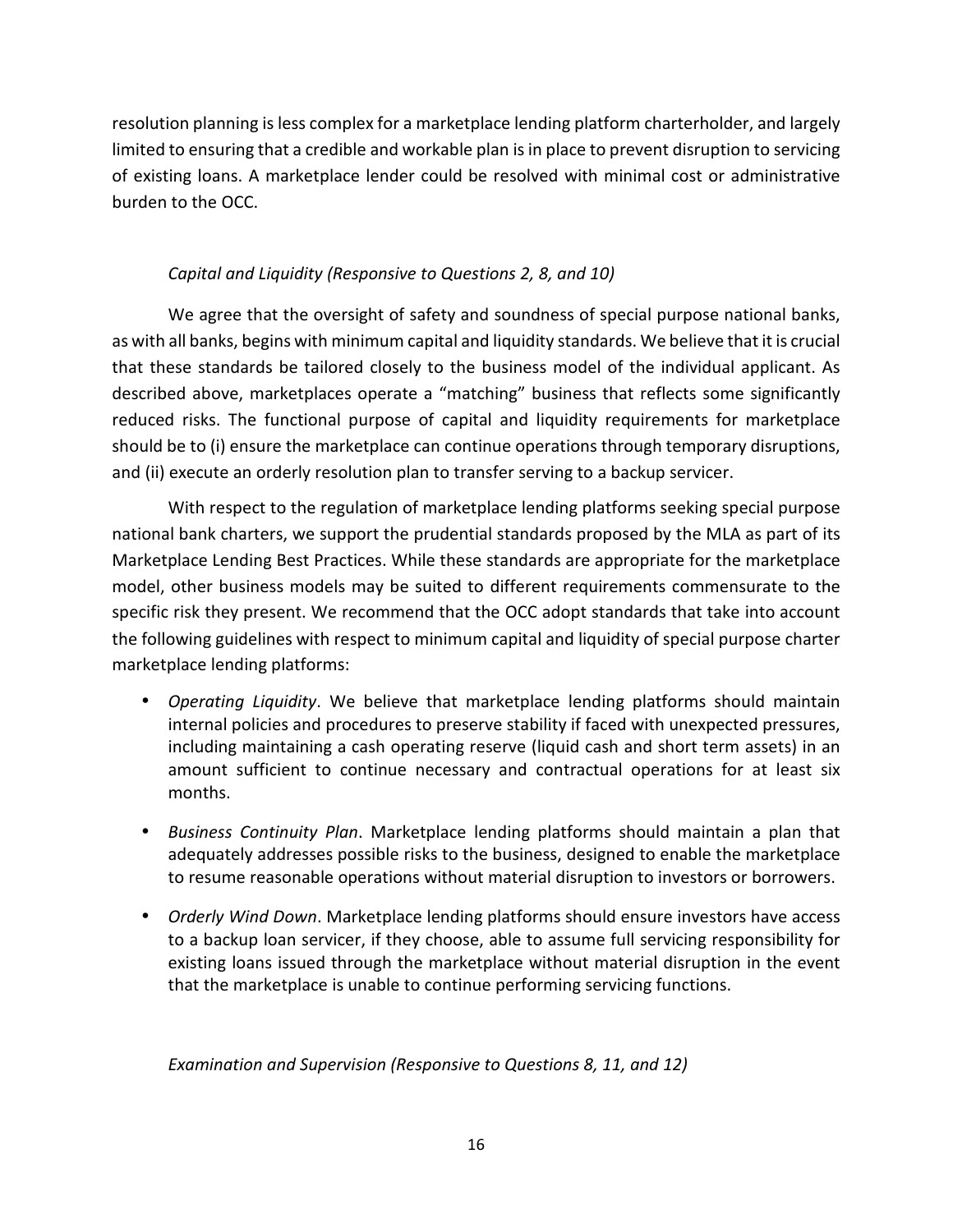resolution planning is less complex for a marketplace lending platform charterholder, and largely limited to ensuring that a credible and workable plan is in place to prevent disruption to servicing of existing loans. A marketplace lender could be resolved with minimal cost or administrative burden to the OCC.

*Capital and Liquidity (Responsive to Questions 2, 8, and 10)*

We agree that the oversight of safety and soundness of special purpose national banks, as with all banks, begins with minimum capital and liquidity standards. We believe that it is crucial that these standards be tailored closely to the business model of the individual applicant. As described above, marketplaces operate a "matching" business that reflects some significantly reduced risks. The functional purpose of capital and liquidity requirements for marketplace should be to (i) ensure the marketplace can continue operations through temporary disruptions, and (ii) execute an orderly resolution plan to transfer serving to a backup servicer.

With respect to the regulation of marketplace lending platforms seeking special purpose national bank charters, we support the prudential standards proposed by the MLA as part of its Marketplace Lending Best Practices. While these standards are appropriate for the marketplace model, other business models may be suited to different requirements commensurate to the specific risk they present. We recommend that the OCC adopt standards that take into account the following guidelines with respect to minimum capital and liquidity of special purpose charter marketplace lending platforms:

- *Operating Liquidity*. We believe that marketplace lending platforms should maintain internal policies and procedures to preserve stability if faced with unexpected pressures, including maintaining a cash operating reserve (liquid cash and short term assets) in an amount sufficient to continue necessary and contractual operations for at least six months.
- *Business Continuity Plan*. Marketplace lending platforms should maintain a plan that adequately addresses possible risks to the business, designed to enable the marketplace to resume reasonable operations without material disruption to investors or borrowers.
- *Orderly Wind Down*. Marketplace lending platforms should ensure investors have access to a backup loan servicer, if they choose, able to assume full servicing responsibility for existing loans issued through the marketplace without material disruption in the event that the marketplace is unable to continue performing servicing functions.

*Examination and Supervision (Responsive to Questions 8, 11, and 12)*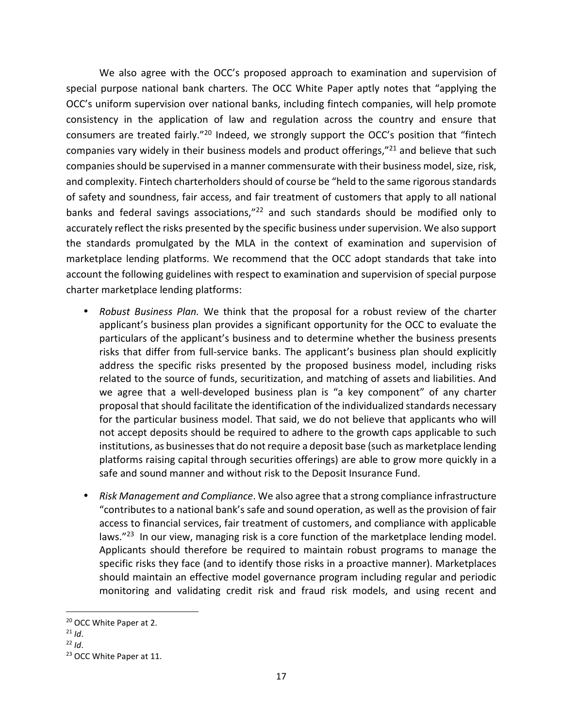We also agree with the OCC's proposed approach to examination and supervision of special purpose national bank charters. The OCC White Paper aptly notes that "applying the OCC's uniform supervision over national banks, including fintech companies, will help promote consistency in the application of law and regulation across the country and ensure that consumers are treated fairly."[20] Indeed, we strongly support the OCC's position that "fintech companies vary widely in their business models and product offerings,"[21] and believe that such companies should be supervised in a manner commensurate with their business model, size, risk, and complexity. Fintech charterholders should of course be "held to the same rigorous standards of safety and soundness, fair access, and fair treatment of customers that apply to all national banks and federal savings associations,"[22] and such standards should be modified only to accurately reflect the risks presented by the specific business under supervision. We also support the standards promulgated by the MLA in the context of examination and supervision of marketplace lending platforms. We recommend that the OCC adopt standards that take into account the following guidelines with respect to examination and supervision of special purpose charter marketplace lending platforms:

- *Robust Business Plan.* We think that the proposal for a robust review of the charter applicant's business plan provides a significant opportunity for the OCC to evaluate the particulars of the applicant's business and to determine whether the business presents risks that differ from full-service banks. The applicant's business plan should explicitly address the specific risks presented by the proposed business model, including risks related to the source of funds, securitization, and matching of assets and liabilities. And we agree that a well-developed business plan is "a key component" of any charter proposal that should facilitate the identification of the individualized standards necessary for the particular business model. That said, we do not believe that applicants who will not accept deposits should be required to adhere to the growth caps applicable to such institutions, as businesses that do not require a deposit base (such as marketplace lending platforms raising capital through securities offerings) are able to grow more quickly in a safe and sound manner and without risk to the Deposit Insurance Fund.

- *Risk Management and Compliance*. We also agree that a strong compliance infrastructure "contributes to a national bank's safe and sound operation, as well as the provision of fair access to financial services, fair treatment of customers, and compliance with applicable laws."[23] In our view, managing risk is a core function of the marketplace lending model. Applicants should therefore be required to maintain robust programs to manage the specific risks they face (and to identify those risks in a proactive manner). Marketplaces should maintain an effective model governance program including regular and periodic monitoring and validating credit risk and fraud risk models, and using recent and

---

[20] OCC White Paper at 2.

[21] *Id*.

[22] *Id*.

[23] OCC White Paper at 11.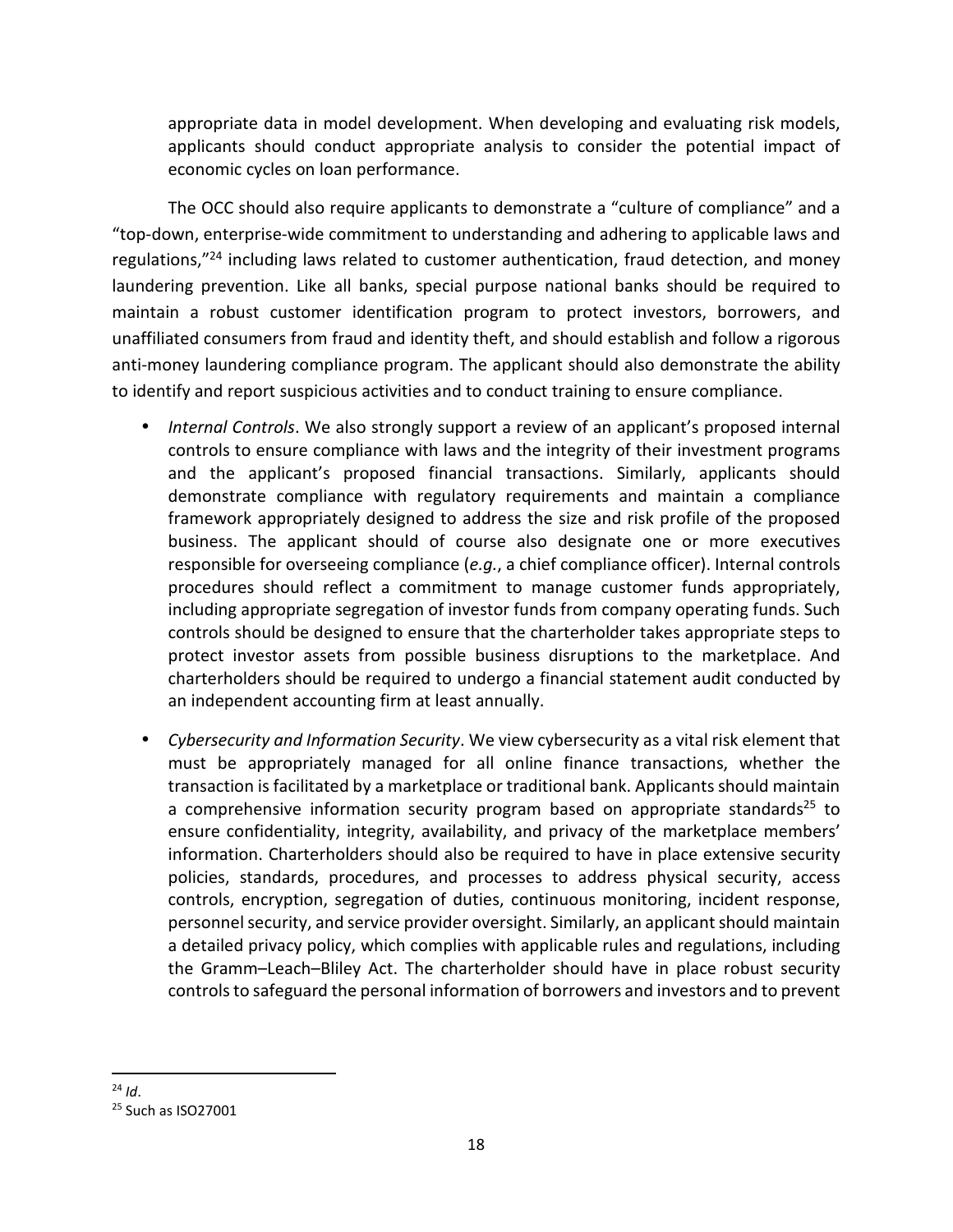appropriate data in model development. When developing and evaluating risk models, applicants should conduct appropriate analysis to consider the potential impact of economic cycles on loan performance.

The OCC should also require applicants to demonstrate a "culture of compliance" and a "top-down, enterprise-wide commitment to understanding and adhering to applicable laws and regulations,"[24] including laws related to customer authentication, fraud detection, and money laundering prevention. Like all banks, special purpose national banks should be required to maintain a robust customer identification program to protect investors, borrowers, and unaffiliated consumers from fraud and identity theft, and should establish and follow a rigorous anti-money laundering compliance program. The applicant should also demonstrate the ability to identify and report suspicious activities and to conduct training to ensure compliance.

- *Internal Controls*. We also strongly support a review of an applicant's proposed internal controls to ensure compliance with laws and the integrity of their investment programs and the applicant's proposed financial transactions. Similarly, applicants should demonstrate compliance with regulatory requirements and maintain a compliance framework appropriately designed to address the size and risk profile of the proposed business. The applicant should of course also designate one or more executives responsible for overseeing compliance (*e.g.*, a chief compliance officer). Internal controls procedures should reflect a commitment to manage customer funds appropriately, including appropriate segregation of investor funds from company operating funds. Such controls should be designed to ensure that the charterholder takes appropriate steps to protect investor assets from possible business disruptions to the marketplace. And charterholders should be required to undergo a financial statement audit conducted by an independent accounting firm at least annually.

- *Cybersecurity and Information Security*. We view cybersecurity as a vital risk element that must be appropriately managed for all online finance transactions, whether the transaction is facilitated by a marketplace or traditional bank. Applicants should maintain a comprehensive information security program based on appropriate standards[25] to ensure confidentiality, integrity, availability, and privacy of the marketplace members' information. Charterholders should also be required to have in place extensive security policies, standards, procedures, and processes to address physical security, access controls, encryption, segregation of duties, continuous monitoring, incident response, personnel security, and service provider oversight. Similarly, an applicant should maintain a detailed privacy policy, which complies with applicable rules and regulations, including the Gramm–Leach–Bliley Act. The charterholder should have in place robust security controls to safeguard the personal information of borrowers and investors and to prevent

---

[24] *Id*.

[25] Such as ISO27001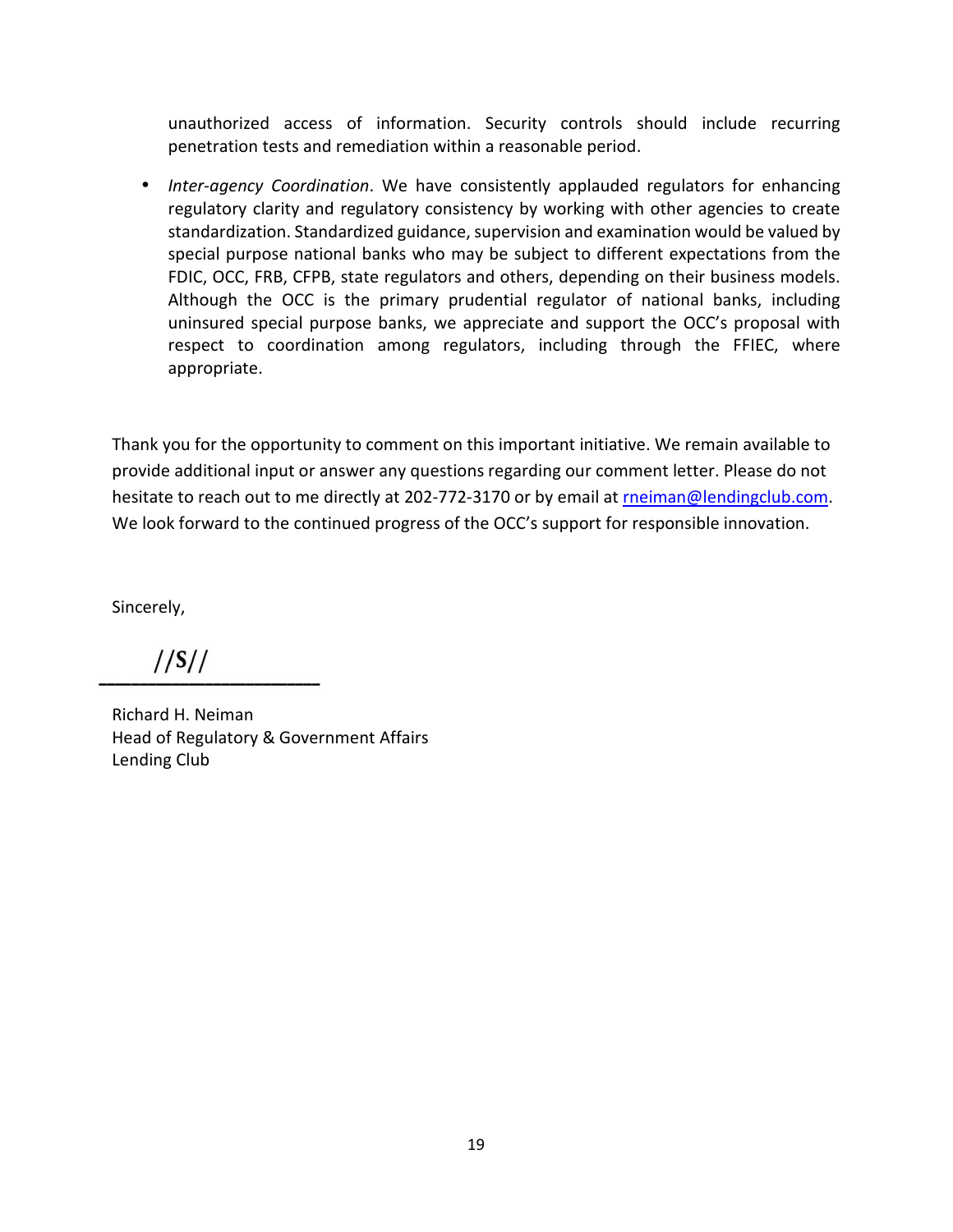unauthorized access of information. Security controls should include recurring penetration tests and remediation within a reasonable period.

- *Inter-agency Coordination*. We have consistently applauded regulators for enhancing regulatory clarity and regulatory consistency by working with other agencies to create standardization. Standardized guidance, supervision and examination would be valued by special purpose national banks who may be subject to different expectations from the FDIC, OCC, FRB, CFPB, state regulators and others, depending on their business models. Although the OCC is the primary prudential regulator of national banks, including uninsured special purpose banks, we appreciate and support the OCC's proposal with respect to coordination among regulators, including through the FFIEC, where appropriate.

Thank you for the opportunity to comment on this important initiative. We remain available to provide additional input or answer any questions regarding our comment letter. Please do not hesitate to reach out to me directly at 202-772-3170 or by email at rneiman@lendingclub.com. We look forward to the continued progress of the OCC's support for responsible innovation.

Sincerely,

//S//

Richard H. Neiman
Head of Regulatory & Government Affairs
Lending Club